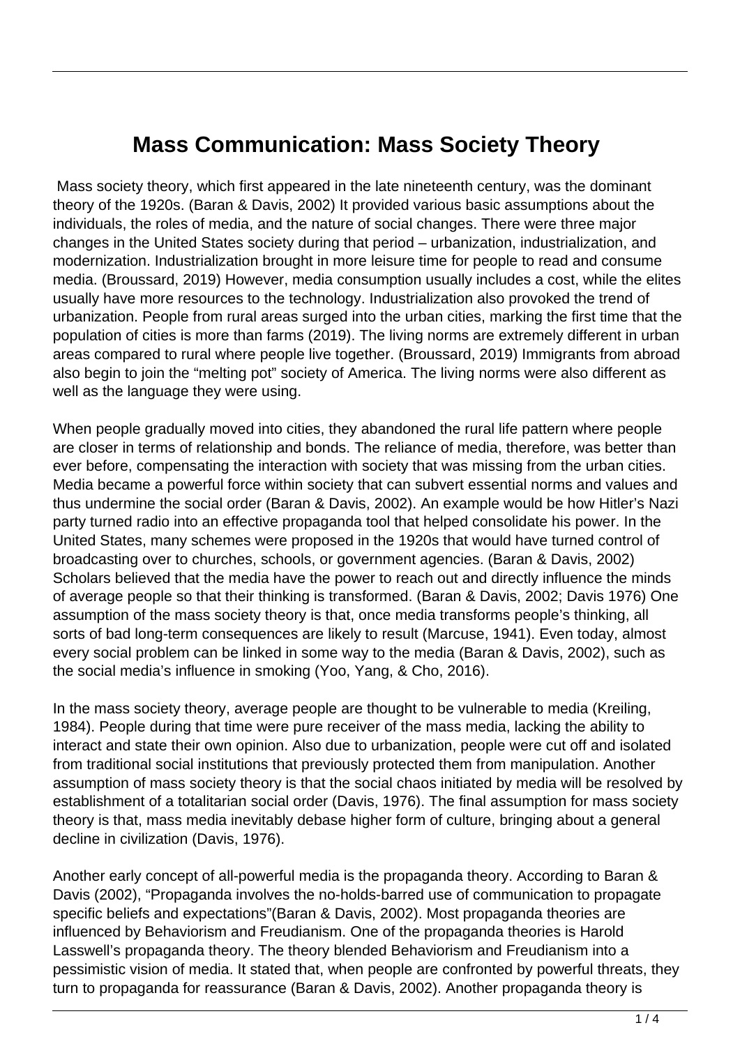# Mass Communication: Mass Society Theory

Mass society theory, which first appeared in the late nineteenth century, was the dominant theory of the 1920s. (Baran & Davis, 2002) It provided various basic assumptions about the individuals, the roles of media, and the nature of social changes. There were three major changes in the United States society during that period – urbanization, industrialization, and modernization. Industrialization brought in more leisure time for people to read and consume media. (Broussard, 2019) However, media consumption usually includes a cost, while the elites usually have more resources to the technology. Industrialization also provoked the trend of urbanization. People from rural areas surged into the urban cities, marking the first time that the population of cities is more than farms (2019). The living norms are extremely different in urban areas compared to rural where people live together. (Broussard, 2019) Immigrants from abroad also begin to join the "melting pot" society of America. The living norms were also different as well as the language they were using.

When people gradually moved into cities, they abandoned the rural life pattern where people are closer in terms of relationship and bonds. The reliance of media, therefore, was better than ever before, compensating the interaction with society that was missing from the urban cities. Media became a powerful force within society that can subvert essential norms and values and thus undermine the social order (Baran & Davis, 2002). An example would be how Hitler's Nazi party turned radio into an effective propaganda tool that helped consolidate his power. In the United States, many schemes were proposed in the 1920s that would have turned control of broadcasting over to churches, schools, or government agencies. (Baran & Davis, 2002) Scholars believed that the media have the power to reach out and directly influence the minds of average people so that their thinking is transformed. (Baran & Davis, 2002; Davis 1976) One assumption of the mass society theory is that, once media transforms people's thinking, all sorts of bad long-term consequences are likely to result (Marcuse, 1941). Even today, almost every social problem can be linked in some way to the media (Baran & Davis, 2002), such as the social media's influence in smoking (Yoo, Yang, & Cho, 2016).

In the mass society theory, average people are thought to be vulnerable to media (Kreiling, 1984). People during that time were pure receiver of the mass media, lacking the ability to interact and state their own opinion. Also due to urbanization, people were cut off and isolated from traditional social institutions that previously protected them from manipulation. Another assumption of mass society theory is that the social chaos initiated by media will be resolved by establishment of a totalitarian social order (Davis, 1976). The final assumption for mass society theory is that, mass media inevitably debase higher form of culture, bringing about a general decline in civilization (Davis, 1976).

Another early concept of all-powerful media is the propaganda theory. According to Baran & Davis (2002), "Propaganda involves the no-holds-barred use of communication to propagate specific beliefs and expectations"(Baran & Davis, 2002). Most propaganda theories are influenced by Behaviorism and Freudianism. One of the propaganda theories is Harold Lasswell's propaganda theory. The theory blended Behaviorism and Freudianism into a pessimistic vision of media. It stated that, when people are confronted by powerful threats, they turn to propaganda for reassurance (Baran & Davis, 2002). Another propaganda theory is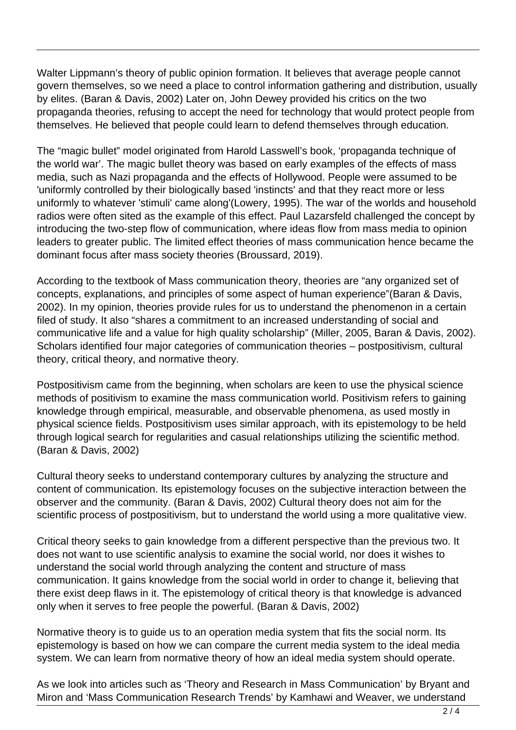Walter Lippmann's theory of public opinion formation. It believes that average people cannot govern themselves, so we need a place to control information gathering and distribution, usually by elites. (Baran & Davis, 2002) Later on, John Dewey provided his critics on the two propaganda theories, refusing to accept the need for technology that would protect people from themselves. He believed that people could learn to defend themselves through education.

The "magic bullet" model originated from Harold Lasswell's book, 'propaganda technique of the world war'. The magic bullet theory was based on early examples of the effects of mass media, such as Nazi propaganda and the effects of Hollywood. People were assumed to be 'uniformly controlled by their biologically based 'instincts' and that they react more or less uniformly to whatever 'stimuli' came along'(Lowery, 1995). The war of the worlds and household radios were often sited as the example of this effect. Paul Lazarsfeld challenged the concept by introducing the two-step flow of communication, where ideas flow from mass media to opinion leaders to greater public. The limited effect theories of mass communication hence became the dominant focus after mass society theories (Broussard, 2019).

According to the textbook of Mass communication theory, theories are "any organized set of concepts, explanations, and principles of some aspect of human experience"(Baran & Davis, 2002). In my opinion, theories provide rules for us to understand the phenomenon in a certain filed of study. It also "shares a commitment to an increased understanding of social and communicative life and a value for high quality scholarship" (Miller, 2005, Baran & Davis, 2002). Scholars identified four major categories of communication theories – postpositivism, cultural theory, critical theory, and normative theory.

Postpositivism came from the beginning, when scholars are keen to use the physical science methods of positivism to examine the mass communication world. Positivism refers to gaining knowledge through empirical, measurable, and observable phenomena, as used mostly in physical science fields. Postpositivism uses similar approach, with its epistemology to be held through logical search for regularities and casual relationships utilizing the scientific method. (Baran & Davis, 2002)

Cultural theory seeks to understand contemporary cultures by analyzing the structure and content of communication. Its epistemology focuses on the subjective interaction between the observer and the community. (Baran & Davis, 2002) Cultural theory does not aim for the scientific process of postpositivism, but to understand the world using a more qualitative view.

Critical theory seeks to gain knowledge from a different perspective than the previous two. It does not want to use scientific analysis to examine the social world, nor does it wishes to understand the social world through analyzing the content and structure of mass communication. It gains knowledge from the social world in order to change it, believing that there exist deep flaws in it. The epistemology of critical theory is that knowledge is advanced only when it serves to free people the powerful. (Baran & Davis, 2002)

Normative theory is to guide us to an operation media system that fits the social norm. Its epistemology is based on how we can compare the current media system to the ideal media system. We can learn from normative theory of how an ideal media system should operate.

As we look into articles such as 'Theory and Research in Mass Communication' by Bryant and Miron and 'Mass Communication Research Trends' by Kamhawi and Weaver, we understand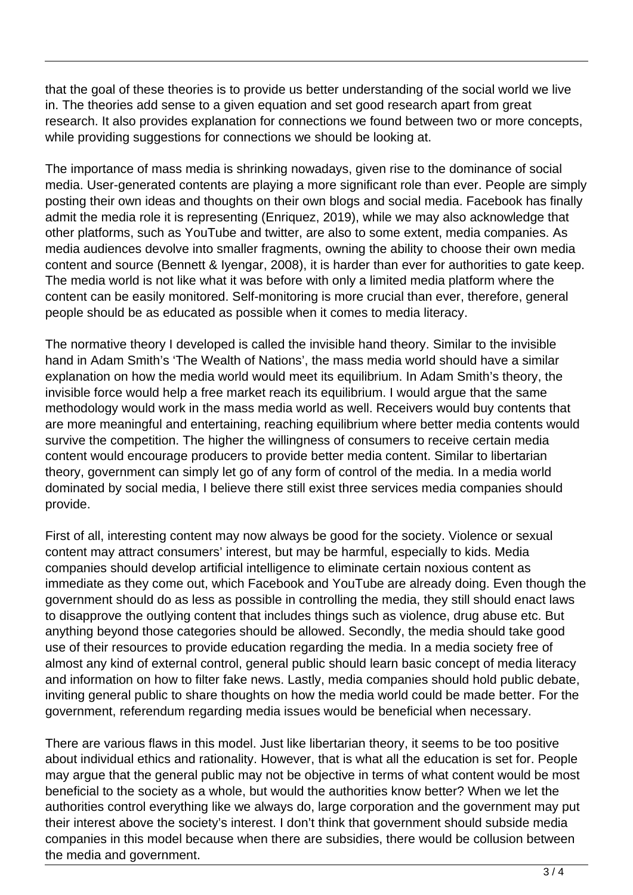that the goal of these theories is to provide us better understanding of the social world we live in. The theories add sense to a given equation and set good research apart from great research. It also provides explanation for connections we found between two or more concepts, while providing suggestions for connections we should be looking at.

The importance of mass media is shrinking nowadays, given rise to the dominance of social media. User-generated contents are playing a more significant role than ever. People are simply posting their own ideas and thoughts on their own blogs and social media. Facebook has finally admit the media role it is representing (Enriquez, 2019), while we may also acknowledge that other platforms, such as YouTube and twitter, are also to some extent, media companies. As media audiences devolve into smaller fragments, owning the ability to choose their own media content and source (Bennett & Iyengar, 2008), it is harder than ever for authorities to gate keep. The media world is not like what it was before with only a limited media platform where the content can be easily monitored. Self-monitoring is more crucial than ever, therefore, general people should be as educated as possible when it comes to media literacy.

The normative theory I developed is called the invisible hand theory. Similar to the invisible hand in Adam Smith's 'The Wealth of Nations', the mass media world should have a similar explanation on how the media world would meet its equilibrium. In Adam Smith's theory, the invisible force would help a free market reach its equilibrium. I would argue that the same methodology would work in the mass media world as well. Receivers would buy contents that are more meaningful and entertaining, reaching equilibrium where better media contents would survive the competition. The higher the willingness of consumers to receive certain media content would encourage producers to provide better media content. Similar to libertarian theory, government can simply let go of any form of control of the media. In a media world dominated by social media, I believe there still exist three services media companies should provide.

First of all, interesting content may now always be good for the society. Violence or sexual content may attract consumers' interest, but may be harmful, especially to kids. Media companies should develop artificial intelligence to eliminate certain noxious content as immediate as they come out, which Facebook and YouTube are already doing. Even though the government should do as less as possible in controlling the media, they still should enact laws to disapprove the outlying content that includes things such as violence, drug abuse etc. But anything beyond those categories should be allowed. Secondly, the media should take good use of their resources to provide education regarding the media. In a media society free of almost any kind of external control, general public should learn basic concept of media literacy and information on how to filter fake news. Lastly, media companies should hold public debate, inviting general public to share thoughts on how the media world could be made better. For the government, referendum regarding media issues would be beneficial when necessary.

There are various flaws in this model. Just like libertarian theory, it seems to be too positive about individual ethics and rationality. However, that is what all the education is set for. People may argue that the general public may not be objective in terms of what content would be most beneficial to the society as a whole, but would the authorities know better? When we let the authorities control everything like we always do, large corporation and the government may put their interest above the society's interest. I don't think that government should subside media companies in this model because when there are subsidies, there would be collusion between the media and government.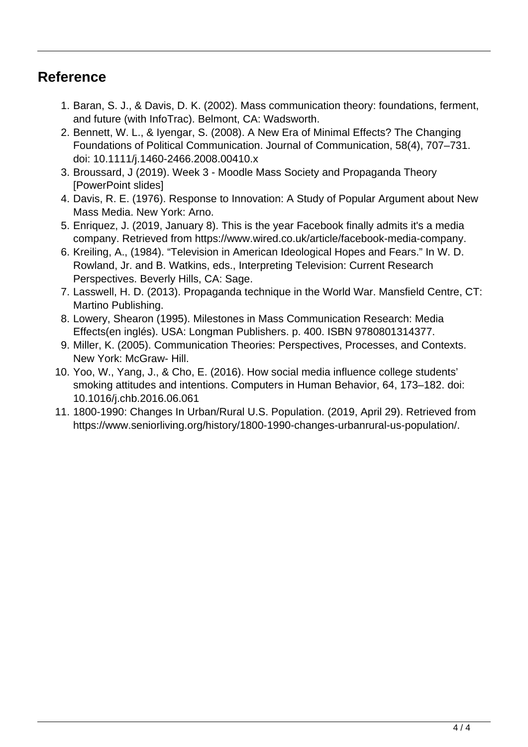## Reference

1. Baran, S. J., & Davis, D. K. (2002). Mass communication theory: foundations, ferment, and future (with InfoTrac). Belmont, CA: Wadsworth.
2. Bennett, W. L., & Iyengar, S. (2008). A New Era of Minimal Effects? The Changing Foundations of Political Communication. Journal of Communication, 58(4), 707–731. doi: 10.1111/j.1460-2466.2008.00410.x
3. Broussard, J (2019). Week 3 - Moodle Mass Society and Propaganda Theory [PowerPoint slides]
4. Davis, R. E. (1976). Response to Innovation: A Study of Popular Argument about New Mass Media. New York: Arno.
5. Enriquez, J. (2019, January 8). This is the year Facebook finally admits it's a media company. Retrieved from https://www.wired.co.uk/article/facebook-media-company.
6. Kreiling, A., (1984). “Television in American Ideological Hopes and Fears.” In W. D. Rowland, Jr. and B. Watkins, eds., Interpreting Television: Current Research Perspectives. Beverly Hills, CA: Sage.
7. Lasswell, H. D. (2013). Propaganda technique in the World War. Mansfield Centre, CT: Martino Publishing.
8. Lowery, Shearon (1995). Milestones in Mass Communication Research: Media Effects(en inglés). USA: Longman Publishers. p. 400. ISBN 9780801314377.
9. Miller, K. (2005). Communication Theories: Perspectives, Processes, and Contexts. New York: McGraw- Hill.
10. Yoo, W., Yang, J., & Cho, E. (2016). How social media influence college students’ smoking attitudes and intentions. Computers in Human Behavior, 64, 173–182. doi: 10.1016/j.chb.2016.06.061
11. 1800-1990: Changes In Urban/Rural U.S. Population. (2019, April 29). Retrieved from https://www.seniorliving.org/history/1800-1990-changes-urbanrural-us-population/.